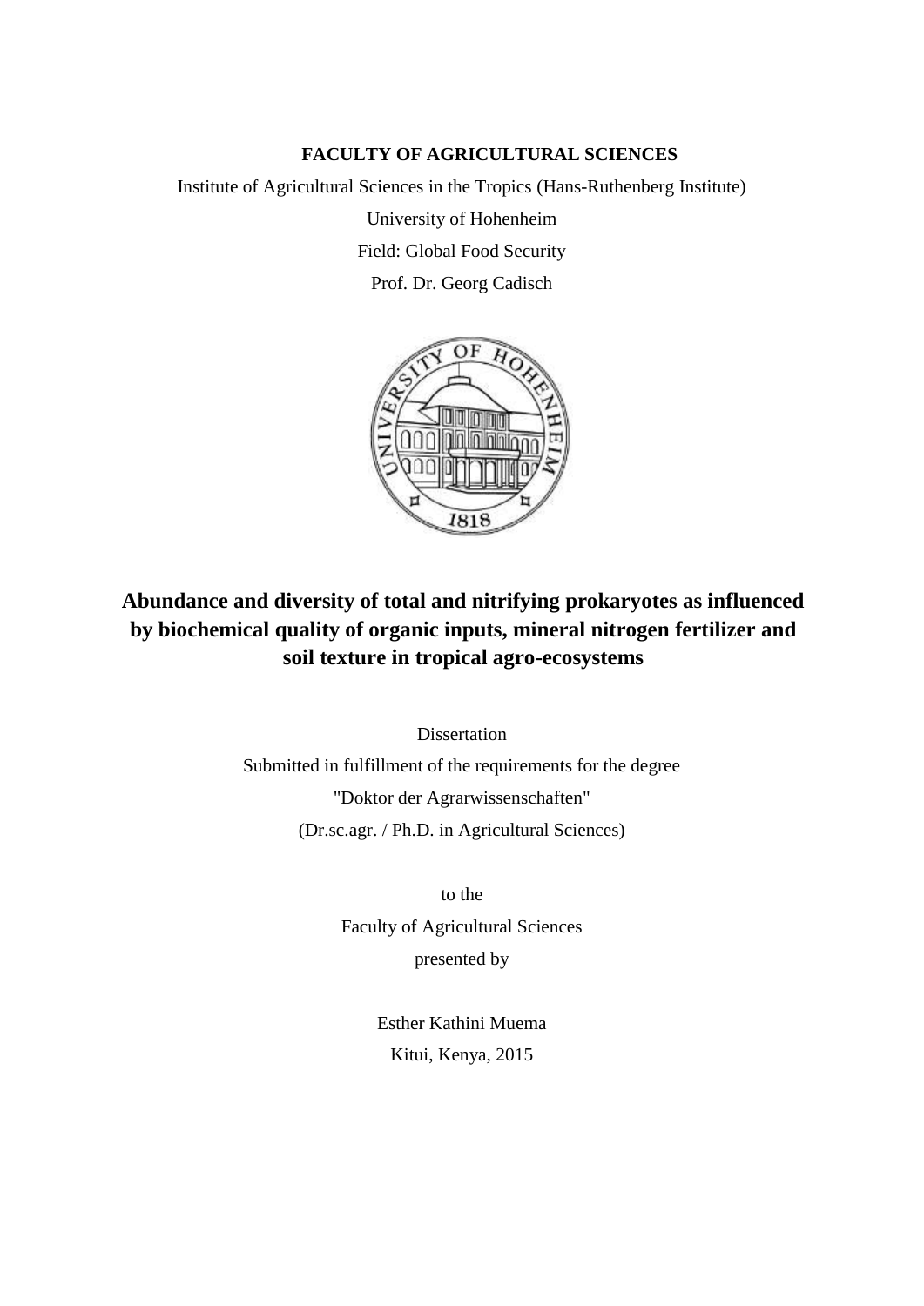**FACULTY OF AGRICULTURAL SCIENCES**

Institute of Agricultural Sciences in the Tropics (Hans-Ruthenberg Institute)

University of Hohenheim

Field: Global Food Security

Prof. Dr. Georg Cadisch

# Abundance and diversity of total and nitrifying prokaryotes as influenced by biochemical quality of organic inputs, mineral nitrogen fertilizer and soil texture in tropical agro-ecosystems

Dissertation

Submitted in fulfillment of the requirements for the degree

"Doktor der Agrarwissenschaften"

(Dr.sc.agr. / Ph.D. in Agricultural Sciences)

to the

Faculty of Agricultural Sciences

presented by

Esther Kathini Muema

Kitui, Kenya, 2015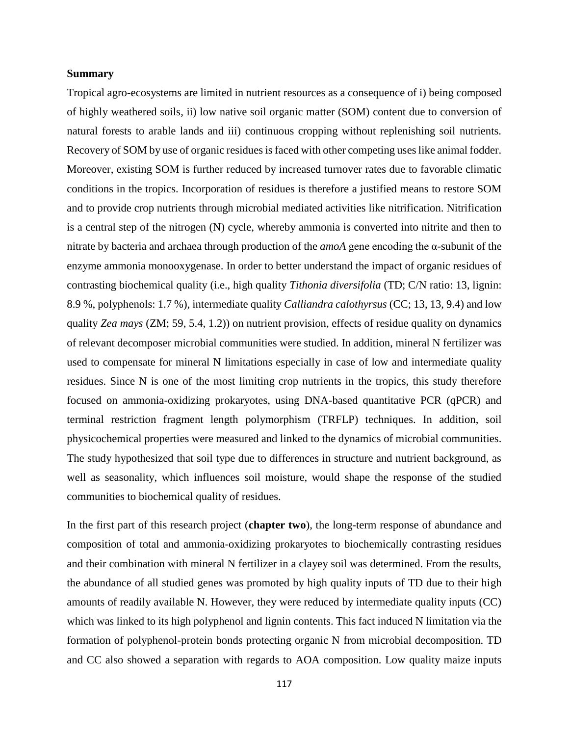**Summary**

Tropical agro-ecosystems are limited in nutrient resources as a consequence of i) being composed of highly weathered soils, ii) low native soil organic matter (SOM) content due to conversion of natural forests to arable lands and iii) continuous cropping without replenishing soil nutrients. Recovery of SOM by use of organic residues is faced with other competing uses like animal fodder. Moreover, existing SOM is further reduced by increased turnover rates due to favorable climatic conditions in the tropics. Incorporation of residues is therefore a justified means to restore SOM and to provide crop nutrients through microbial mediated activities like nitrification. Nitrification is a central step of the nitrogen (N) cycle, whereby ammonia is converted into nitrite and then to nitrate by bacteria and archaea through production of the *amoA* gene encoding the α-subunit of the enzyme ammonia monooxygenase. In order to better understand the impact of organic residues of contrasting biochemical quality (i.e., high quality *Tithonia diversifolia* (TD; C/N ratio: 13, lignin: 8.9 %, polyphenols: 1.7 %), intermediate quality *Calliandra calothyrsus* (CC; 13, 13, 9.4) and low quality *Zea mays* (ZM; 59, 5.4, 1.2)) on nutrient provision, effects of residue quality on dynamics of relevant decomposer microbial communities were studied. In addition, mineral N fertilizer was used to compensate for mineral N limitations especially in case of low and intermediate quality residues. Since N is one of the most limiting crop nutrients in the tropics, this study therefore focused on ammonia-oxidizing prokaryotes, using DNA-based quantitative PCR (qPCR) and terminal restriction fragment length polymorphism (TRFLP) techniques. In addition, soil physicochemical properties were measured and linked to the dynamics of microbial communities. The study hypothesized that soil type due to differences in structure and nutrient background, as well as seasonality, which influences soil moisture, would shape the response of the studied communities to biochemical quality of residues.

In the first part of this research project (**chapter two**), the long-term response of abundance and composition of total and ammonia-oxidizing prokaryotes to biochemically contrasting residues and their combination with mineral N fertilizer in a clayey soil was determined. From the results, the abundance of all studied genes was promoted by high quality inputs of TD due to their high amounts of readily available N. However, they were reduced by intermediate quality inputs (CC) which was linked to its high polyphenol and lignin contents. This fact induced N limitation via the formation of polyphenol-protein bonds protecting organic N from microbial decomposition. TD and CC also showed a separation with regards to AOA composition. Low quality maize inputs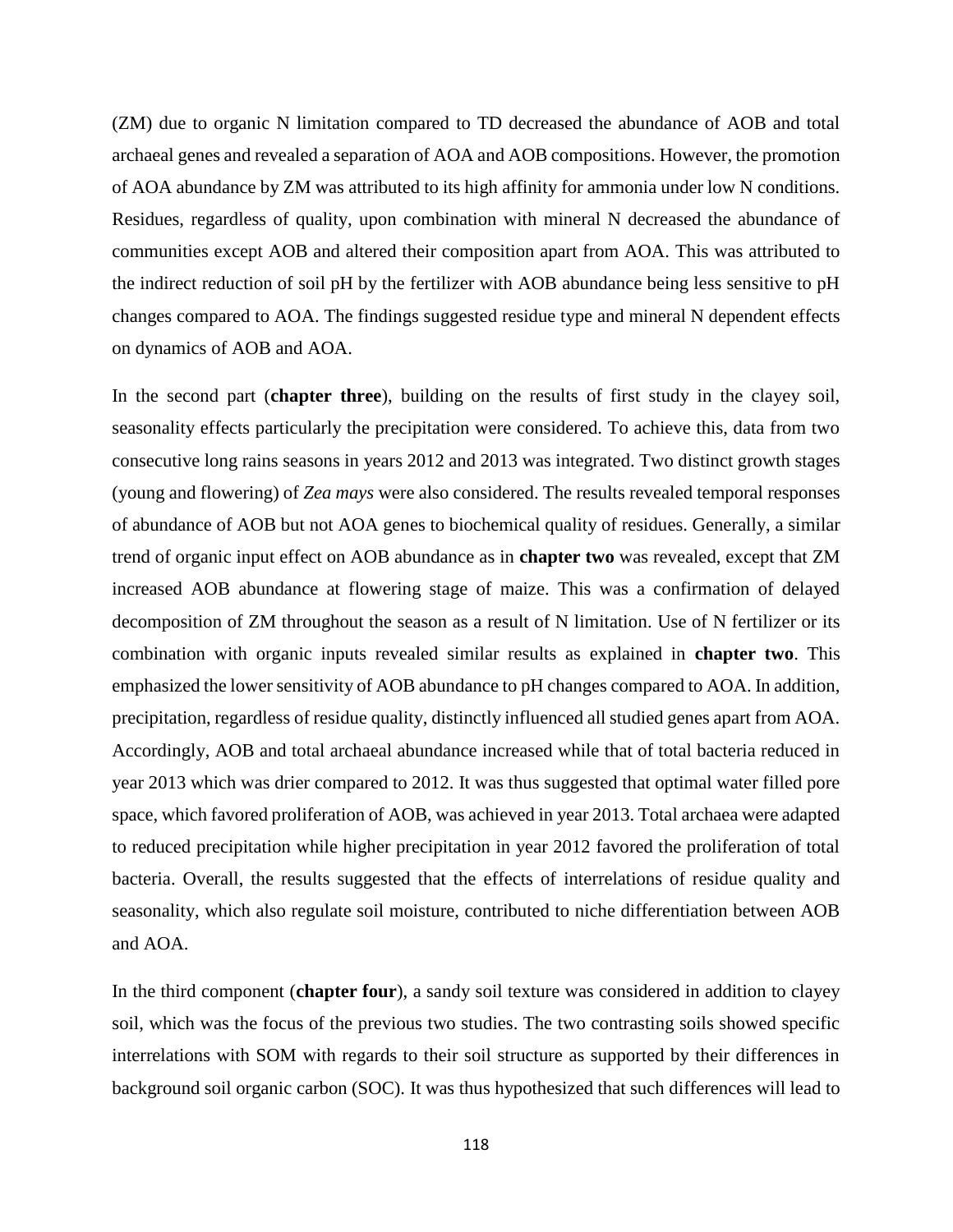(ZM) due to organic N limitation compared to TD decreased the abundance of AOB and total archaeal genes and revealed a separation of AOA and AOB compositions. However, the promotion of AOA abundance by ZM was attributed to its high affinity for ammonia under low N conditions. Residues, regardless of quality, upon combination with mineral N decreased the abundance of communities except AOB and altered their composition apart from AOA. This was attributed to the indirect reduction of soil pH by the fertilizer with AOB abundance being less sensitive to pH changes compared to AOA. The findings suggested residue type and mineral N dependent effects on dynamics of AOB and AOA.

In the second part (**chapter three**), building on the results of first study in the clayey soil, seasonality effects particularly the precipitation were considered. To achieve this, data from two consecutive long rains seasons in years 2012 and 2013 was integrated. Two distinct growth stages (young and flowering) of *Zea mays* were also considered. The results revealed temporal responses of abundance of AOB but not AOA genes to biochemical quality of residues. Generally, a similar trend of organic input effect on AOB abundance as in **chapter two** was revealed, except that ZM increased AOB abundance at flowering stage of maize. This was a confirmation of delayed decomposition of ZM throughout the season as a result of N limitation. Use of N fertilizer or its combination with organic inputs revealed similar results as explained in **chapter two**. This emphasized the lower sensitivity of AOB abundance to pH changes compared to AOA. In addition, precipitation, regardless of residue quality, distinctly influenced all studied genes apart from AOA. Accordingly, AOB and total archaeal abundance increased while that of total bacteria reduced in year 2013 which was drier compared to 2012. It was thus suggested that optimal water filled pore space, which favored proliferation of AOB, was achieved in year 2013. Total archaea were adapted to reduced precipitation while higher precipitation in year 2012 favored the proliferation of total bacteria. Overall, the results suggested that the effects of interrelations of residue quality and seasonality, which also regulate soil moisture, contributed to niche differentiation between AOB and AOA.

In the third component (**chapter four**), a sandy soil texture was considered in addition to clayey soil, which was the focus of the previous two studies. The two contrasting soils showed specific interrelations with SOM with regards to their soil structure as supported by their differences in background soil organic carbon (SOC). It was thus hypothesized that such differences will lead to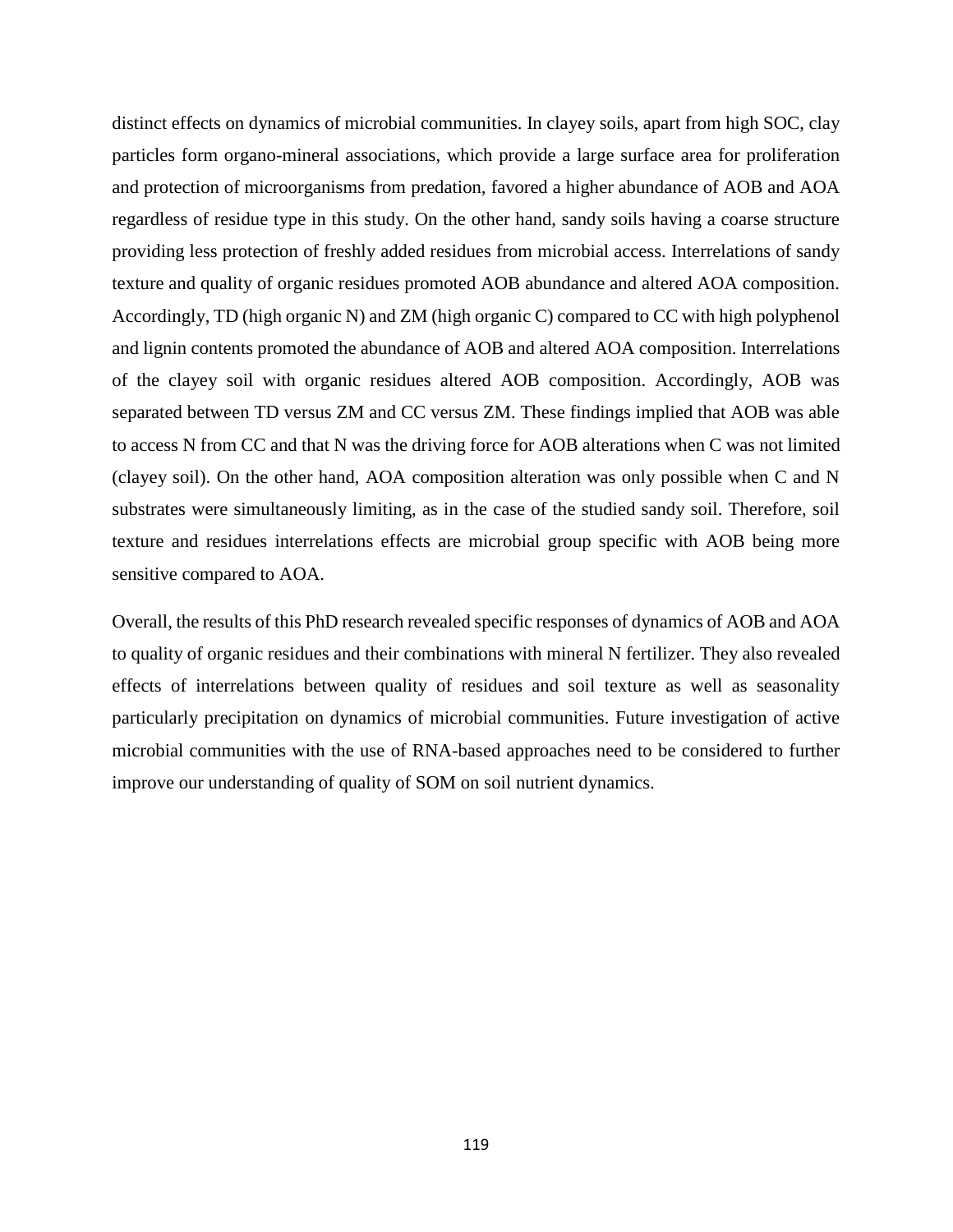distinct effects on dynamics of microbial communities. In clayey soils, apart from high SOC, clay particles form organo-mineral associations, which provide a large surface area for proliferation and protection of microorganisms from predation, favored a higher abundance of AOB and AOA regardless of residue type in this study. On the other hand, sandy soils having a coarse structure providing less protection of freshly added residues from microbial access. Interrelations of sandy texture and quality of organic residues promoted AOB abundance and altered AOA composition. Accordingly, TD (high organic N) and ZM (high organic C) compared to CC with high polyphenol and lignin contents promoted the abundance of AOB and altered AOA composition. Interrelations of the clayey soil with organic residues altered AOB composition. Accordingly, AOB was separated between TD versus ZM and CC versus ZM. These findings implied that AOB was able to access N from CC and that N was the driving force for AOB alterations when C was not limited (clayey soil). On the other hand, AOA composition alteration was only possible when C and N substrates were simultaneously limiting, as in the case of the studied sandy soil. Therefore, soil texture and residues interrelations effects are microbial group specific with AOB being more sensitive compared to AOA.

Overall, the results of this PhD research revealed specific responses of dynamics of AOB and AOA to quality of organic residues and their combinations with mineral N fertilizer. They also revealed effects of interrelations between quality of residues and soil texture as well as seasonality particularly precipitation on dynamics of microbial communities. Future investigation of active microbial communities with the use of RNA-based approaches need to be considered to further improve our understanding of quality of SOM on soil nutrient dynamics.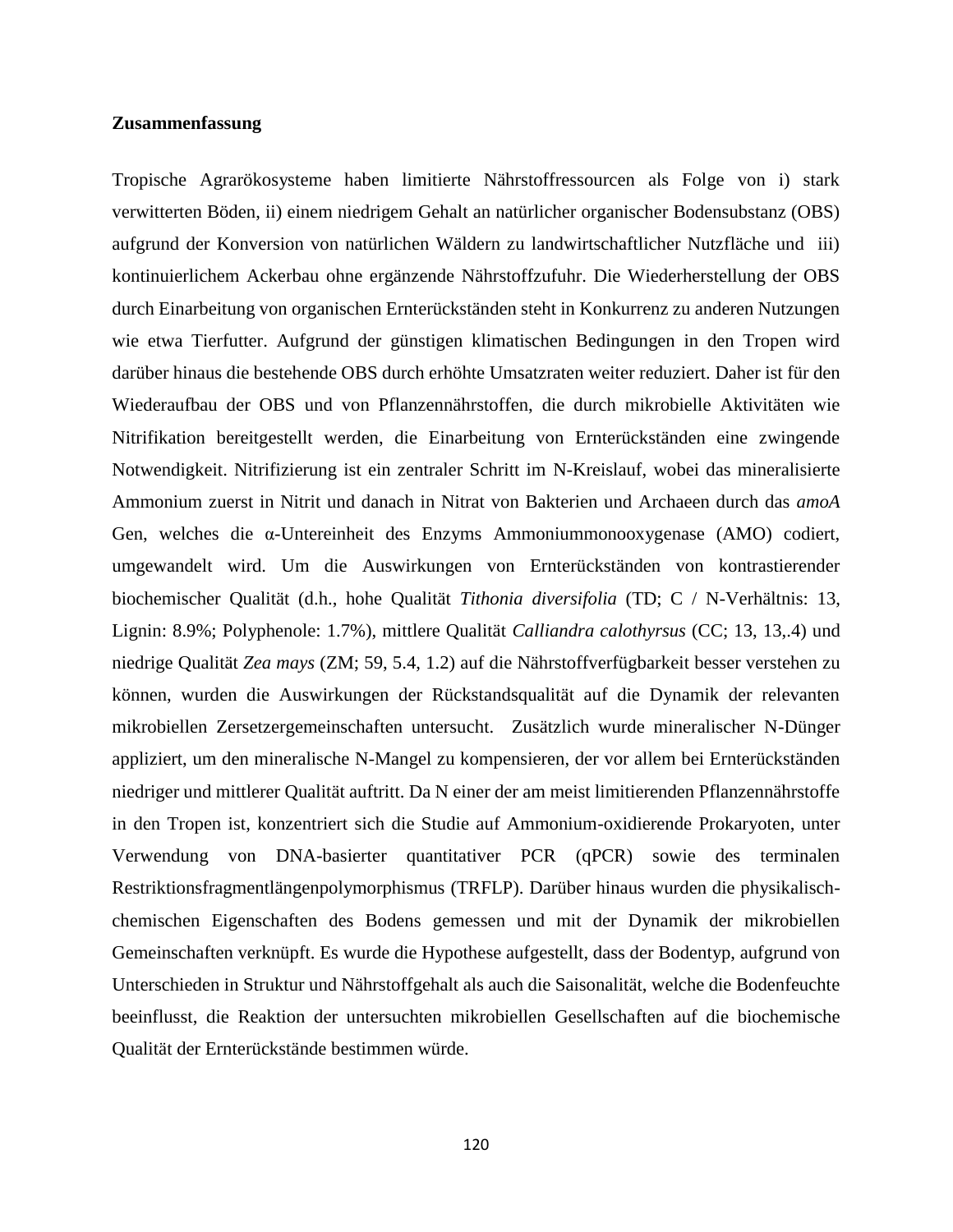**Zusammenfassung**

Tropische Agrarökosysteme haben limitierte Nährstoffressourcen als Folge von i) stark verwitterten Böden, ii) einem niedrigem Gehalt an natürlicher organischer Bodensubstanz (OBS) aufgrund der Konversion von natürlichen Wäldern zu landwirtschaftlicher Nutzfläche und iii) kontinuierlichem Ackerbau ohne ergänzende Nährstoffzufuhr. Die Wiederherstellung der OBS durch Einarbeitung von organischen Ernterückständen steht in Konkurrenz zu anderen Nutzungen wie etwa Tierfutter. Aufgrund der günstigen klimatischen Bedingungen in den Tropen wird darüber hinaus die bestehende OBS durch erhöhte Umsatzraten weiter reduziert. Daher ist für den Wiederaufbau der OBS und von Pflanzennährstoffen, die durch mikrobielle Aktivitäten wie Nitrifikation bereitgestellt werden, die Einarbeitung von Ernterückständen eine zwingende Notwendigkeit. Nitrifizierung ist ein zentraler Schritt im N-Kreislauf, wobei das mineralisierte Ammonium zuerst in Nitrit und danach in Nitrat von Bakterien und Archaeen durch das *amoA* Gen, welches die α-Untereinheit des Enzyms Ammoniummonooxygenase (AMO) codiert, umgewandelt wird. Um die Auswirkungen von Ernterückständen von kontrastierender biochemischer Qualität (d.h., hohe Qualität *Tithonia diversifolia* (TD; C / N-Verhältnis: 13, Lignin: 8.9%; Polyphenole: 1.7%), mittlere Qualität *Calliandra calothyrsus* (CC; 13, 13,.4) und niedrige Qualität *Zea mays* (ZM; 59, 5.4, 1.2) auf die Nährstoffverfügbarkeit besser verstehen zu können, wurden die Auswirkungen der Rückstandsqualität auf die Dynamik der relevanten mikrobiellen Zersetzergemeinschaften untersucht. Zusätzlich wurde mineralischer N-Dünger appliziert, um den mineralische N-Mangel zu kompensieren, der vor allem bei Ernterückständen niedriger und mittlerer Qualität auftritt. Da N einer der am meist limitierenden Pflanzennährstoffe in den Tropen ist, konzentriert sich die Studie auf Ammonium-oxidierende Prokaryoten, unter Verwendung von DNA-basierter quantitativer PCR (qPCR) sowie des terminalen Restriktionsfragmentlängenpolymorphismus (TRFLP). Darüber hinaus wurden die physikalisch-chemischen Eigenschaften des Bodens gemessen und mit der Dynamik der mikrobiellen Gemeinschaften verknüpft. Es wurde die Hypothese aufgestellt, dass der Bodentyp, aufgrund von Unterschieden in Struktur und Nährstoffgehalt als auch die Saisonalität, welche die Bodenfeuchte beeinflusst, die Reaktion der untersuchten mikrobiellen Gesellschaften auf die biochemische Qualität der Ernterückstände bestimmen würde.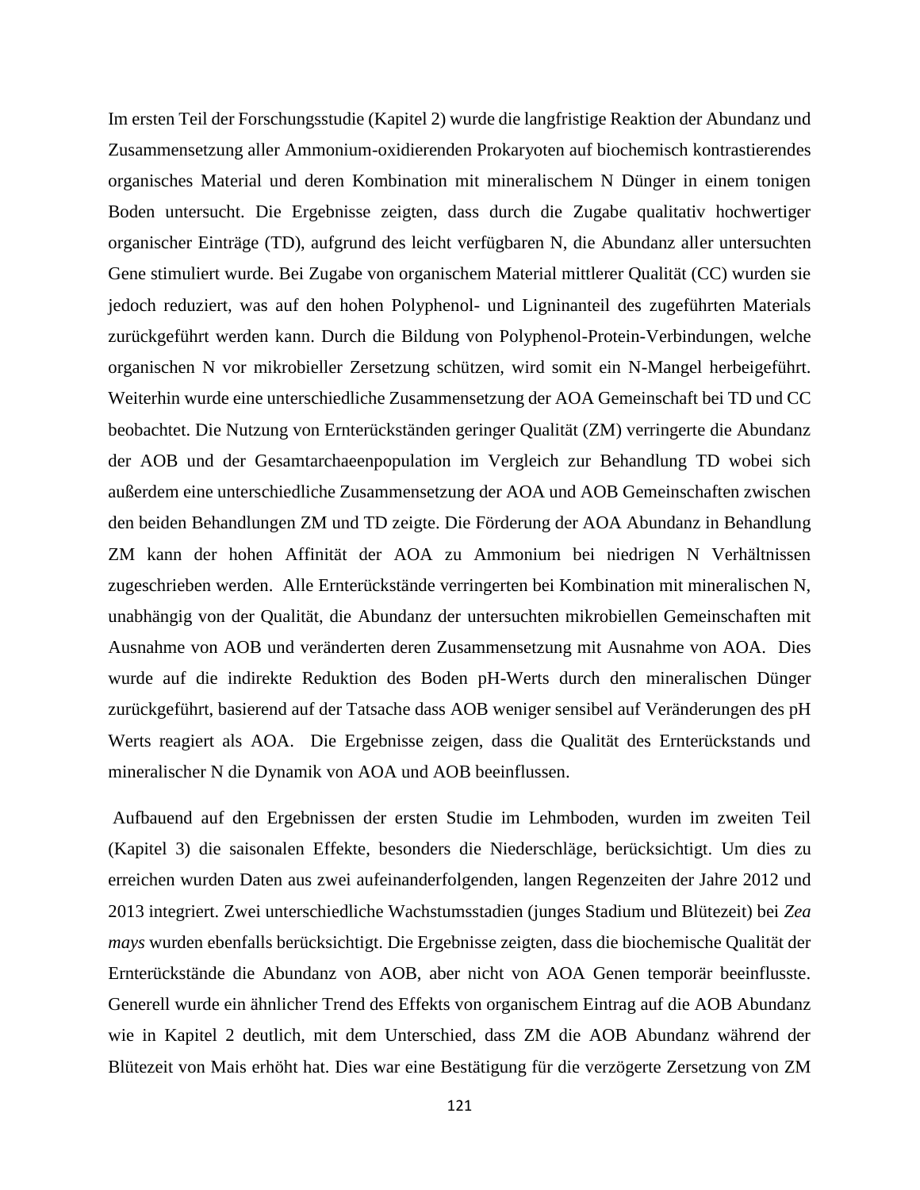Im ersten Teil der Forschungsstudie (Kapitel 2) wurde die langfristige Reaktion der Abundanz und Zusammensetzung aller Ammonium-oxidierenden Prokaryoten auf biochemisch kontrastierendes organisches Material und deren Kombination mit mineralischem N Dünger in einem tonigen Boden untersucht. Die Ergebnisse zeigten, dass durch die Zugabe qualitativ hochwertiger organischer Einträge (TD), aufgrund des leicht verfügbaren N, die Abundanz aller untersuchten Gene stimuliert wurde. Bei Zugabe von organischem Material mittlerer Qualität (CC) wurden sie jedoch reduziert, was auf den hohen Polyphenol- und Ligninanteil des zugeführten Materials zurückgeführt werden kann. Durch die Bildung von Polyphenol-Protein-Verbindungen, welche organischen N vor mikrobieller Zersetzung schützen, wird somit ein N-Mangel herbeigeführt. Weiterhin wurde eine unterschiedliche Zusammensetzung der AOA Gemeinschaft bei TD und CC beobachtet. Die Nutzung von Ernterückständen geringer Qualität (ZM) verringerte die Abundanz der AOB und der Gesamtarchaeenpopulation im Vergleich zur Behandlung TD wobei sich außerdem eine unterschiedliche Zusammensetzung der AOA und AOB Gemeinschaften zwischen den beiden Behandlungen ZM und TD zeigte. Die Förderung der AOA Abundanz in Behandlung ZM kann der hohen Affinität der AOA zu Ammonium bei niedrigen N Verhältnissen zugeschrieben werden. Alle Ernterückstände verringerten bei Kombination mit mineralischen N, unabhängig von der Qualität, die Abundanz der untersuchten mikrobiellen Gemeinschaften mit Ausnahme von AOB und veränderten deren Zusammensetzung mit Ausnahme von AOA. Dies wurde auf die indirekte Reduktion des Boden pH-Werts durch den mineralischen Dünger zurückgeführt, basierend auf der Tatsache dass AOB weniger sensibel auf Veränderungen des pH Werts reagiert als AOA. Die Ergebnisse zeigen, dass die Qualität des Ernterückstands und mineralischer N die Dynamik von AOA und AOB beeinflussen.

Aufbauend auf den Ergebnissen der ersten Studie im Lehmboden, wurden im zweiten Teil (Kapitel 3) die saisonalen Effekte, besonders die Niederschläge, berücksichtigt. Um dies zu erreichen wurden Daten aus zwei aufeinanderfolgenden, langen Regenzeiten der Jahre 2012 und 2013 integriert. Zwei unterschiedliche Wachstumsstadien (junges Stadium und Blütezeit) bei *Zea mays* wurden ebenfalls berücksichtigt. Die Ergebnisse zeigten, dass die biochemische Qualität der Ernterückstände die Abundanz von AOB, aber nicht von AOA Genen temporär beeinflusste. Generell wurde ein ähnlicher Trend des Effekts von organischem Eintrag auf die AOB Abundanz wie in Kapitel 2 deutlich, mit dem Unterschied, dass ZM die AOB Abundanz während der Blütezeit von Mais erhöht hat. Dies war eine Bestätigung für die verzögerte Zersetzung von ZM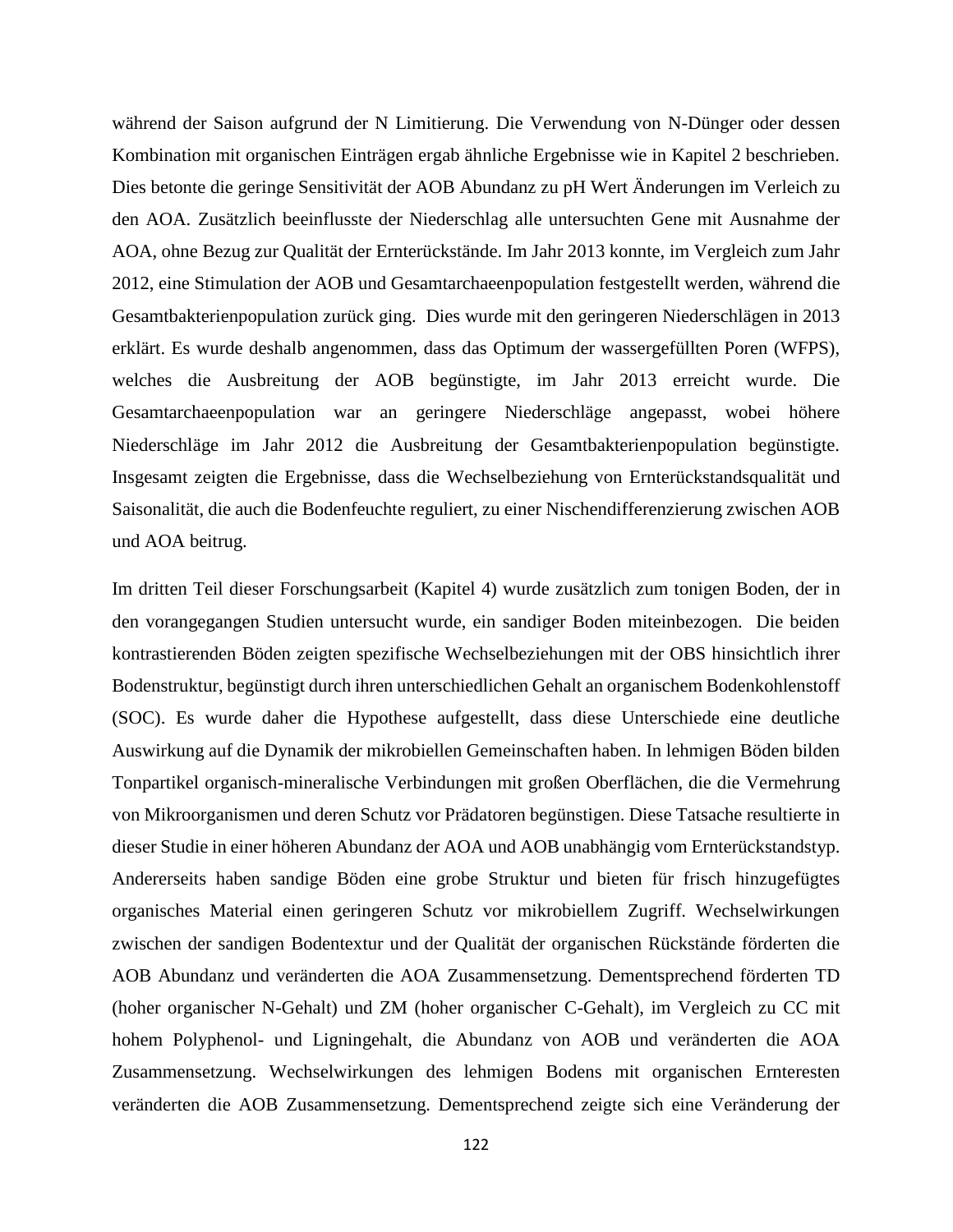während der Saison aufgrund der N Limitierung. Die Verwendung von N-Dünger oder dessen Kombination mit organischen Einträgen ergab ähnliche Ergebnisse wie in Kapitel 2 beschrieben. Dies betonte die geringe Sensitivität der AOB Abundanz zu pH Wert Änderungen im Verleich zu den AOA. Zusätzlich beeinflusste der Niederschlag alle untersuchten Gene mit Ausnahme der AOA, ohne Bezug zur Qualität der Ernterückstände. Im Jahr 2013 konnte, im Vergleich zum Jahr 2012, eine Stimulation der AOB und Gesamtarchaeenpopulation festgestellt werden, während die Gesamtbakterienpopulation zurück ging. Dies wurde mit den geringeren Niederschlägen in 2013 erklärt. Es wurde deshalb angenommen, dass das Optimum der wassergefüllten Poren (WFPS), welches die Ausbreitung der AOB begünstigte, im Jahr 2013 erreicht wurde. Die Gesamtarchaeenpopulation war an geringere Niederschläge angepasst, wobei höhere Niederschläge im Jahr 2012 die Ausbreitung der Gesamtbakterienpopulation begünstigte. Insgesamt zeigten die Ergebnisse, dass die Wechselbeziehung von Ernterückstandsqualität und Saisonalität, die auch die Bodenfeuchte reguliert, zu einer Nischendifferenzierung zwischen AOB und AOA beitrug.

Im dritten Teil dieser Forschungsarbeit (Kapitel 4) wurde zusätzlich zum tonigen Boden, der in den vorangegangen Studien untersucht wurde, ein sandiger Boden miteinbezogen. Die beiden kontrastierenden Böden zeigten spezifische Wechselbeziehungen mit der OBS hinsichtlich ihrer Bodenstruktur, begünstigt durch ihren unterschiedlichen Gehalt an organischem Bodenkohlenstoff (SOC). Es wurde daher die Hypothese aufgestellt, dass diese Unterschiede eine deutliche Auswirkung auf die Dynamik der mikrobiellen Gemeinschaften haben. In lehmigen Böden bilden Tonpartikel organisch-mineralische Verbindungen mit großen Oberflächen, die die Vermehrung von Mikroorganismen und deren Schutz vor Prädatoren begünstigen. Diese Tatsache resultierte in dieser Studie in einer höheren Abundanz der AOA und AOB unabhängig vom Ernterückstandstyp. Andererseits haben sandige Böden eine grobe Struktur und bieten für frisch hinzugefügtes organisches Material einen geringeren Schutz vor mikrobiellem Zugriff. Wechselwirkungen zwischen der sandigen Bodentextur und der Qualität der organischen Rückstände förderten die AOB Abundanz und veränderten die AOA Zusammensetzung. Dementsprechend förderten TD (hoher organischer N-Gehalt) und ZM (hoher organischer C-Gehalt), im Vergleich zu CC mit hohem Polyphenol- und Ligningehalt, die Abundanz von AOB und veränderten die AOA Zusammensetzung. Wechselwirkungen des lehmigen Bodens mit organischen Ernteresten veränderten die AOB Zusammensetzung. Dementsprechend zeigte sich eine Veränderung der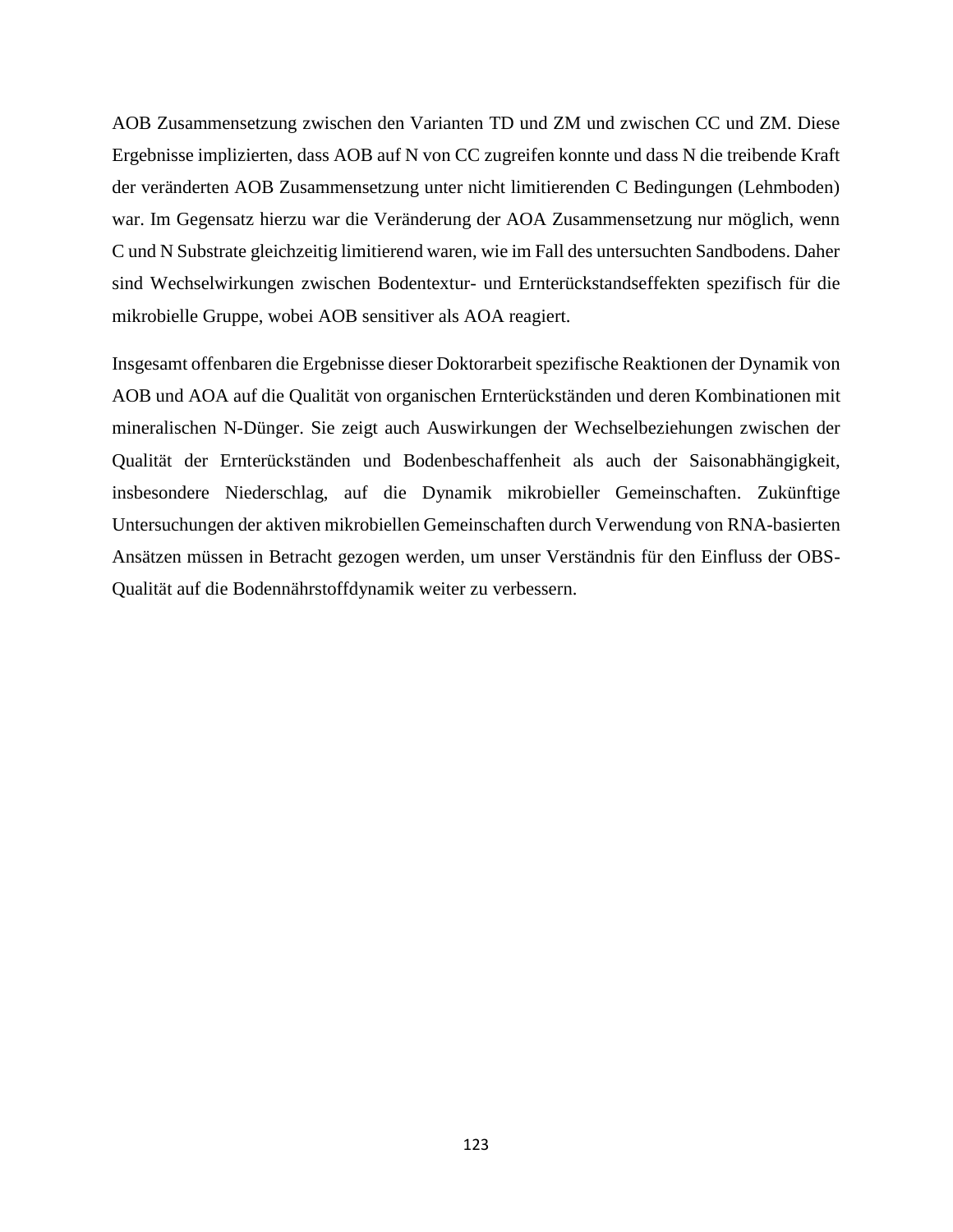AOB Zusammensetzung zwischen den Varianten TD und ZM und zwischen CC und ZM. Diese Ergebnisse implizierten, dass AOB auf N von CC zugreifen konnte und dass N die treibende Kraft der veränderten AOB Zusammensetzung unter nicht limitierenden C Bedingungen (Lehmboden) war. Im Gegensatz hierzu war die Veränderung der AOA Zusammensetzung nur möglich, wenn C und N Substrate gleichzeitig limitierend waren, wie im Fall des untersuchten Sandbodens. Daher sind Wechselwirkungen zwischen Bodentextur- und Ernterückstandseffekten spezifisch für die mikrobielle Gruppe, wobei AOB sensitiver als AOA reagiert.

Insgesamt offenbaren die Ergebnisse dieser Doktorarbeit spezifische Reaktionen der Dynamik von AOB und AOA auf die Qualität von organischen Ernterückständen und deren Kombinationen mit mineralischen N-Dünger. Sie zeigt auch Auswirkungen der Wechselbeziehungen zwischen der Qualität der Ernterückständen und Bodenbeschaffenheit als auch der Saisonabhängigkeit, insbesondere Niederschlag, auf die Dynamik mikrobieller Gemeinschaften. Zukünftige Untersuchungen der aktiven mikrobiellen Gemeinschaften durch Verwendung von RNA-basierten Ansätzen müssen in Betracht gezogen werden, um unser Verständnis für den Einfluss der OBS-Qualität auf die Bodennährstoffdynamik weiter zu verbessern.